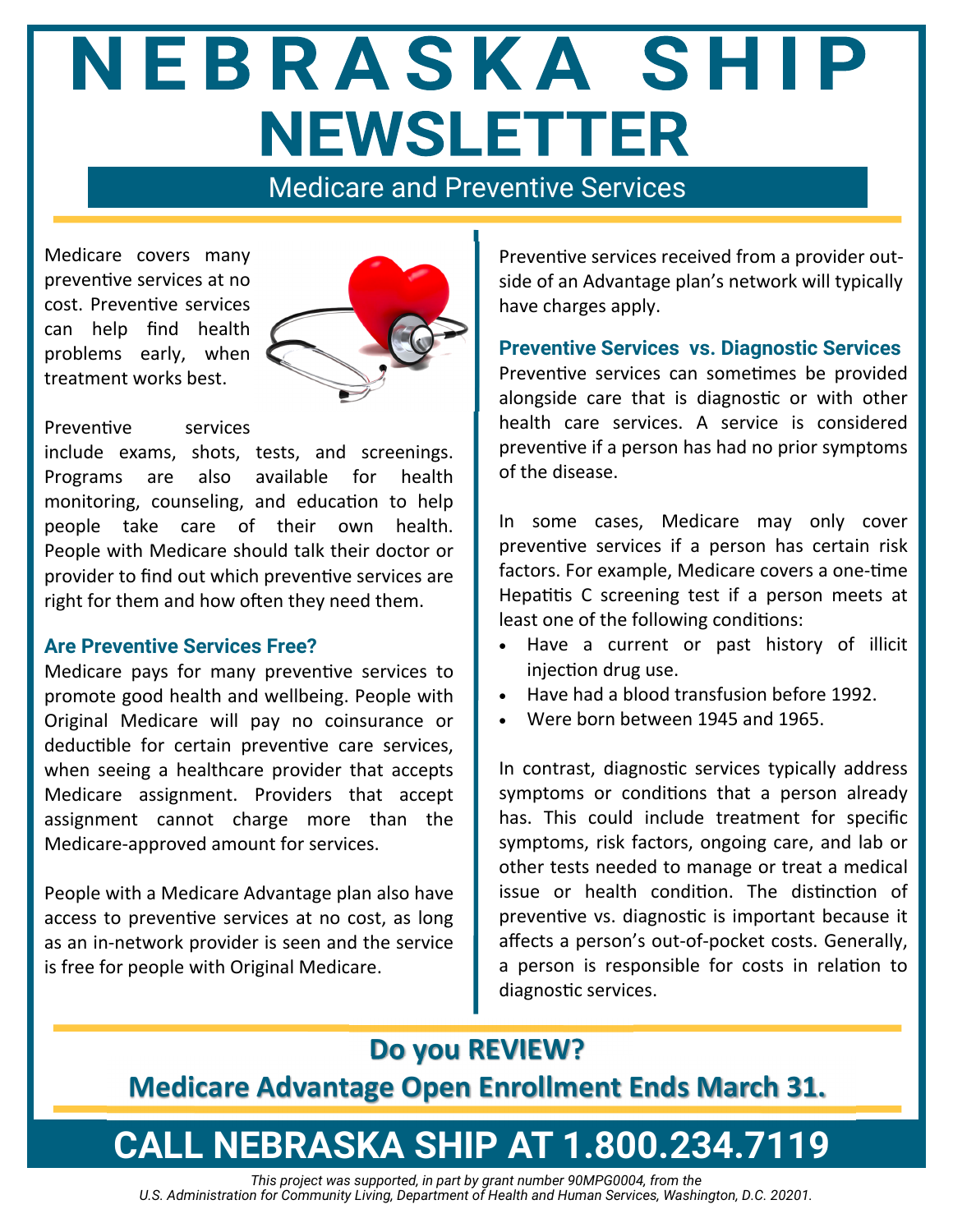# NEBRASKA SHIP NEWSLETTER

## Medicare and Preventive Services

Medicare covers many preventive services at no cost. Preventive services can help find health problems early, when treatment works best.

Preventive services include exams, shots, tests, and screenings. Programs are also available for health monitoring, counseling, and education to help people take care of their own health. People with Medicare should talk their doctor or provider to find out which preventive services are right for them and how often they need them.

### Are Preventive Services Free?

Medicare pays for many preventive services to promote good health and wellbeing. People with Original Medicare will pay no coinsurance or deductible for certain preventive care services, when seeing a healthcare provider that accepts Medicare assignment. Providers that accept assignment cannot charge more than the Medicare-approved amount for services.

People with a Medicare Advantage plan also have access to preventive services at no cost, as long as an in-network provider is seen and the service is free for people with Original Medicare.

Preventive services received from a provider outside of an Advantage plan's network will typically have charges apply.

### Preventive Services vs. Diagnostic Services

Preventive services can sometimes be provided alongside care that is diagnostic or with other health care services. A service is considered preventive if a person has had no prior symptoms of the disease.

In some cases, Medicare may only cover preventive services if a person has certain risk factors. For example, Medicare covers a one-time Hepatitis C screening test if a person meets at least one of the following conditions:

- Have a current or past history of illicit injection drug use.
- Have had a blood transfusion before 1992.
- Were born between 1945 and 1965.

In contrast, diagnostic services typically address symptoms or conditions that a person already has. This could include treatment for specific symptoms, risk factors, ongoing care, and lab or other tests needed to manage or treat a medical issue or health condition. The distinction of preventive vs. diagnostic is important because it affects a person's out-of-pocket costs. Generally, a person is responsible for costs in relation to diagnostic services.

**Do you REVIEW?**

**Medicare Advantage Open Enrollment Ends March 31.**

**CALL NEBRASKA SHIP AT 1.800.234.7119**

*This project was supported, in part by grant number 90MPG0004, from the U.S. Administration for Community Living, Department of Health and Human Services, Washington, D.C. 20201.*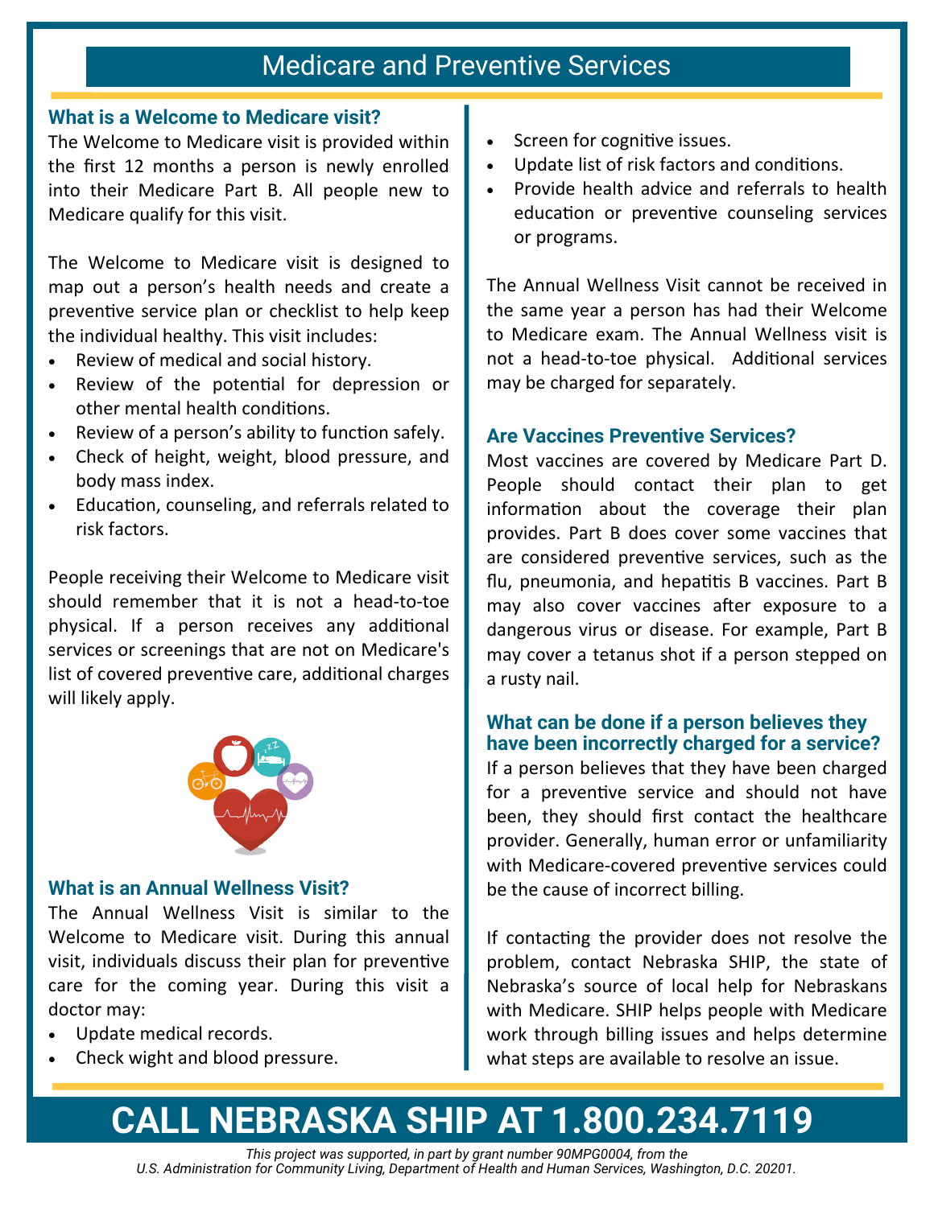# Medicare and Preventive Services

## What is a Welcome to Medicare visit?

The Welcome to Medicare visit is provided within the first 12 months a person is newly enrolled into their Medicare Part B. All people new to Medicare qualify for this visit.

The Welcome to Medicare visit is designed to map out a person's health needs and create a preventive service plan or checklist to help keep the individual healthy. This visit includes:

- Review of medical and social history.
- Review of the potential for depression or other mental health conditions.
- Review of a person's ability to function safely.
- Check of height, weight, blood pressure, and body mass index.
- Education, counseling, and referrals related to risk factors.

People receiving their Welcome to Medicare visit should remember that it is not a head-to-toe physical. If a person receives any additional services or screenings that are not on Medicare's list of covered preventive care, additional charges will likely apply.

## What is an Annual Wellness Visit?

The Annual Wellness Visit is similar to the Welcome to Medicare visit. During this annual visit, individuals discuss their plan for preventive care for the coming year. During this visit a doctor may:

- Update medical records.
- Check wight and blood pressure.
- Screen for cognitive issues.
- Update list of risk factors and conditions.
- Provide health advice and referrals to health education or preventive counseling services or programs.

The Annual Wellness Visit cannot be received in the same year a person has had their Welcome to Medicare exam. The Annual Wellness visit is not a head-to-toe physical. Additional services may be charged for separately.

## Are Vaccines Preventive Services?

Most vaccines are covered by Medicare Part D. People should contact their plan to get information about the coverage their plan provides. Part B does cover some vaccines that are considered preventive services, such as the flu, pneumonia, and hepatitis B vaccines. Part B may also cover vaccines after exposure to a dangerous virus or disease. For example, Part B may cover a tetanus shot if a person stepped on a rusty nail.

## What can be done if a person believes they have been incorrectly charged for a service?

If a person believes that they have been charged for a preventive service and should not have been, they should first contact the healthcare provider. Generally, human error or unfamiliarity with Medicare-covered preventive services could be the cause of incorrect billing.

If contacting the provider does not resolve the problem, contact Nebraska SHIP, the state of Nebraska's source of local help for Nebraskans with Medicare. SHIP helps people with Medicare work through billing issues and helps determine what steps are available to resolve an issue.

# CALL NEBRASKA SHIP AT 1.800.234.7119

*This project was supported, in part by grant number 90MPG0004, from the U.S. Administration for Community Living, Department of Health and Human Services, Washington, D.C. 20201.*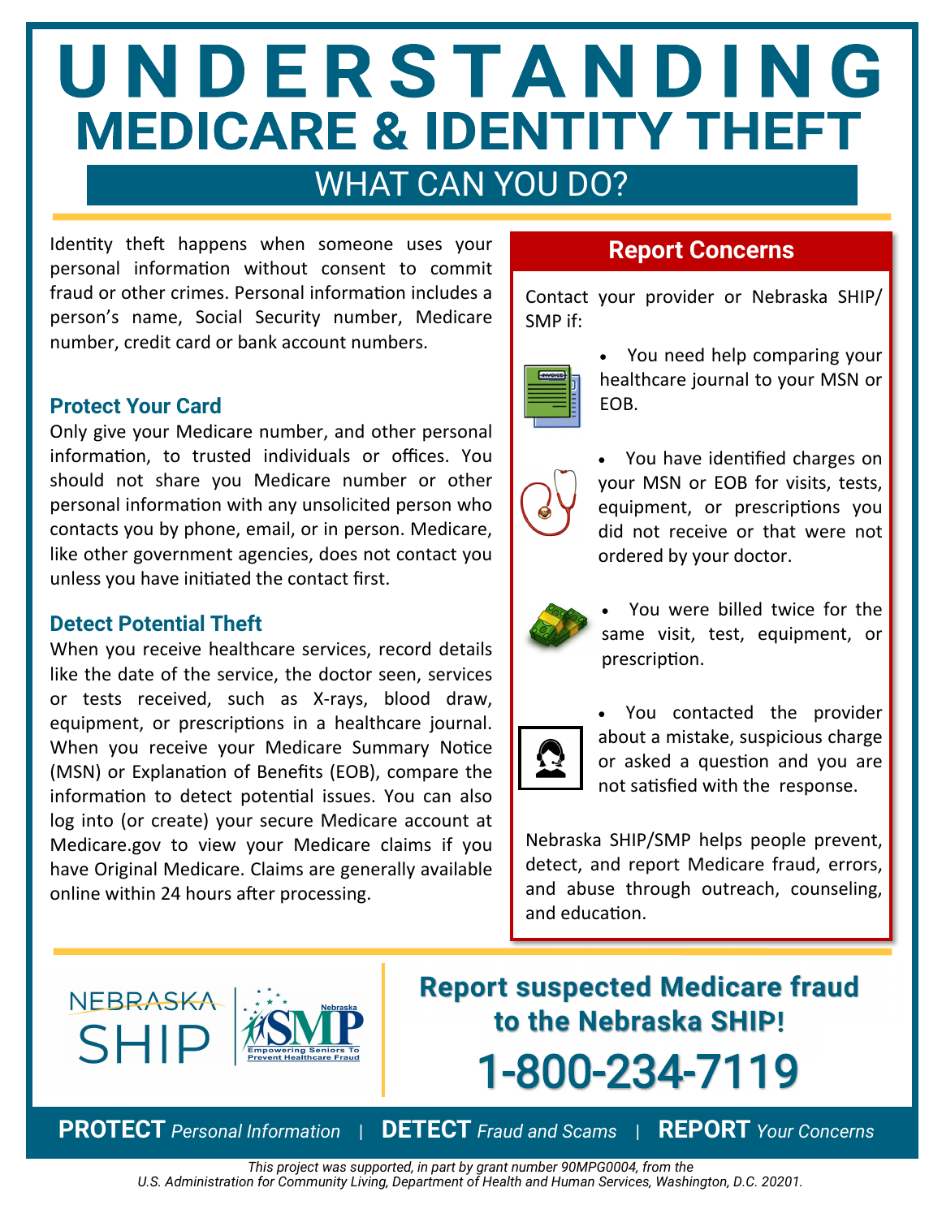# UNDERSTANDING MEDICARE & IDENTITY THEFT

## WHAT CAN YOU DO?

Identity theft happens when someone uses your personal information without consent to commit fraud or other crimes. Personal information includes a person's name, Social Security number, Medicare number, credit card or bank account numbers.

### Protect Your Card

Only give your Medicare number, and other personal information, to trusted individuals or offices. You should not share you Medicare number or other personal information with any unsolicited person who contacts you by phone, email, or in person. Medicare, like other government agencies, does not contact you unless you have initiated the contact first.

### Detect Potential Theft

When you receive healthcare services, record details like the date of the service, the doctor seen, services or tests received, such as X-rays, blood draw, equipment, or prescriptions in a healthcare journal. When you receive your Medicare Summary Notice (MSN) or Explanation of Benefits (EOB), compare the information to detect potential issues. You can also log into (or create) your secure Medicare account at Medicare.gov to view your Medicare claims if you have Original Medicare. Claims are generally available online within 24 hours after processing.

### Report Concerns

Contact your provider or Nebraska SHIP/ SMP if:

- You need help comparing your healthcare journal to your MSN or EOB.
- You have identified charges on your MSN or EOB for visits, tests, equipment, or prescriptions you did not receive or that were not ordered by your doctor.
- You were billed twice for the same visit, test, equipment, or prescription.
- You contacted the provider about a mistake, suspicious charge or asked a question and you are not satisfied with the response.

Nebraska SHIP/SMP helps people prevent, detect, and report Medicare fraud, errors, and abuse through outreach, counseling, and education.

NEBRASKA SHIP | Nebraska SMP — Empowering Seniors To Prevent Healthcare Fraud

**Report suspected Medicare fraud to the Nebraska SHIP!**

**1-800-234-7119**

**PROTECT** *Personal Information* | **DETECT** *Fraud and Scams* | **REPORT** *Your Concerns*

*This project was supported, in part by grant number 90MPG0004, from the U.S. Administration for Community Living, Department of Health and Human Services, Washington, D.C. 20201.*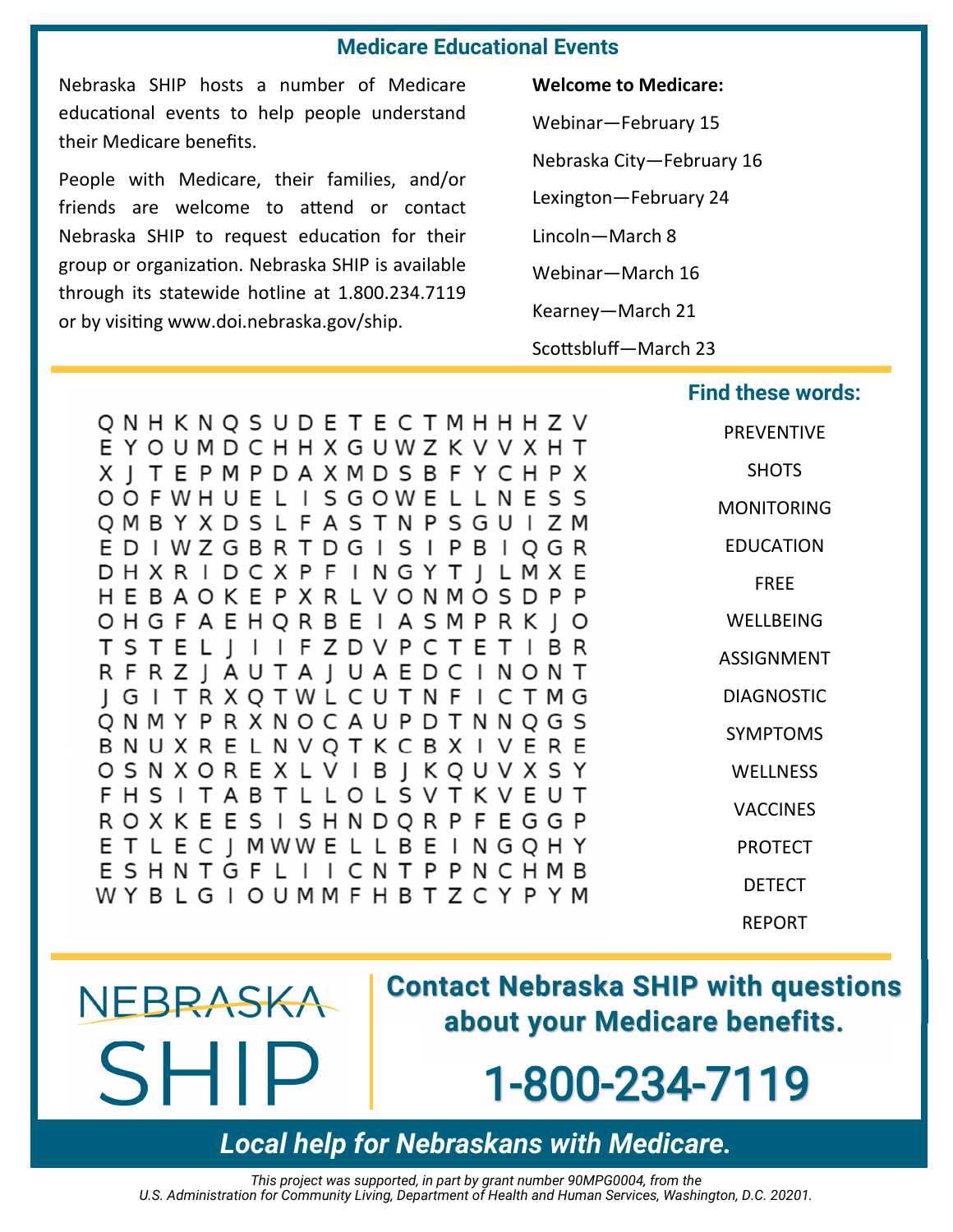## Medicare Educational Events

Nebraska SHIP hosts a number of Medicare educational events to help people understand their Medicare benefits.

People with Medicare, their families, and/or friends are welcome to attend or contact Nebraska SHIP to request education for their group or organization. Nebraska SHIP is available through its statewide hotline at 1.800.234.7119 or by visiting www.doi.nebraska.gov/ship.

**Welcome to Medicare:**

Webinar—February 15

Nebraska City—February 16

Lexington—February 24

Lincoln—March 8

Webinar—March 16

Kearney—March 21

Scottsbluff—March 23

```
Q N H K N Q S U D E T E C T M H H H Z V
E Y O U M D C H H X G U W Z K V V X H T
X J T E P M P D A X M D S B F Y C H P X
O O F W H U E L I S G O W E L L N E S S
Q M B Y X D S L F A S T N P S G U I Z M
E D I W Z G B R T D G I S I P B I Q G R
D H X R I D C X P F I N G Y T J L M X E
H E B A O K E P X R L V O N M O S D P P
O H G F A E H Q R B E I A S M P R K J O
T S T E L J I I F Z D V P C T E T I B R
R F R Z J A U T A J U A E D C I N O N T
J G I T R X Q T W L C U T N F I C T M G
Q N M Y P R X N O C A U P D T N N Q G S
B N U X R E L N V Q T K C B X I V E R E
O S N X O R E X L V I B J K Q U V X S Y
F H S I T A B T L L O L S V T K V E U T
R O X K E E S I S H N D Q R P F E G G P
E T L E C J M W W E L L B E I N G Q H Y
E S H N T G F L I I C N T P P N C H M B
W Y B L G I O U M M F H B T Z C Y P Y M
```

**Find these words:**

PREVENTIVE

SHOTS

MONITORING

EDUCATION

FREE

WELLBEING

ASSIGNMENT

DIAGNOSTIC

SYMPTOMS

WELLNESS

VACCINES

PROTECT

DETECT

REPORT

NEBRASKA SHIP

**Contact Nebraska SHIP with questions about your Medicare benefits.**

**1-800-234-7119**

***Local help for Nebraskans with Medicare.***

*This project was supported, in part by grant number 90MPG0004, from the U.S. Administration for Community Living, Department of Health and Human Services, Washington, D.C. 20201.*